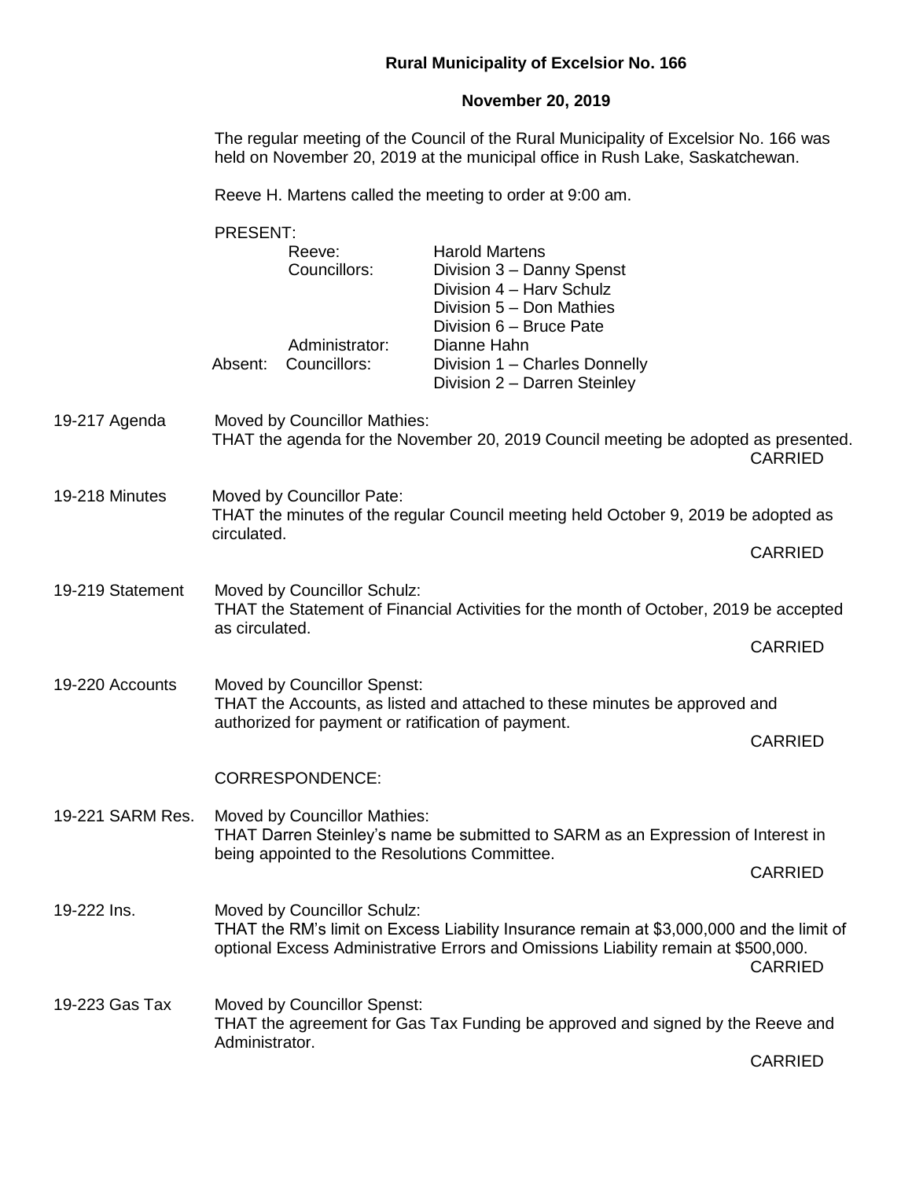**Rural Municipality of Excelsior No. 166**

**November 20, 2019**

The regular meeting of the Council of the Rural Municipality of Excelsior No. 166 was held on November 20, 2019 at the municipal office in Rush Lake, Saskatchewan.

Reeve H. Martens called the meeting to order at 9:00 am.

PRESENT:

| | | |
|---|---|---|
| | Reeve: | Harold Martens |
| | Councillors: | Division 3 – Danny Spenst |
| | | Division 4 – Harv Schulz |
| | | Division 5 – Don Mathies |
| | | Division 6 – Bruce Pate |
| | Administrator: | Dianne Hahn |
| Absent: | Councillors: | Division 1 – Charles Donnelly |
| | | Division 2 – Darren Steinley |

**19-217 Agenda**

Moved by Councillor Mathies:
THAT the agenda for the November 20, 2019 Council meeting be adopted as presented.

CARRIED

**19-218 Minutes**

Moved by Councillor Pate:
THAT the minutes of the regular Council meeting held October 9, 2019 be adopted as circulated.

CARRIED

**19-219 Statement**

Moved by Councillor Schulz:
THAT the Statement of Financial Activities for the month of October, 2019 be accepted as circulated.

CARRIED

**19-220 Accounts**

Moved by Councillor Spenst:
THAT the Accounts, as listed and attached to these minutes be approved and authorized for payment or ratification of payment.

CARRIED

CORRESPONDENCE:

**19-221 SARM Res.**

Moved by Councillor Mathies:
THAT Darren Steinley's name be submitted to SARM as an Expression of Interest in being appointed to the Resolutions Committee.

CARRIED

**19-222 Ins.**

Moved by Councillor Schulz:
THAT the RM's limit on Excess Liability Insurance remain at $3,000,000 and the limit of optional Excess Administrative Errors and Omissions Liability remain at $500,000.

CARRIED

**19-223 Gas Tax**

Moved by Councillor Spenst:
THAT the agreement for Gas Tax Funding be approved and signed by the Reeve and Administrator.

CARRIED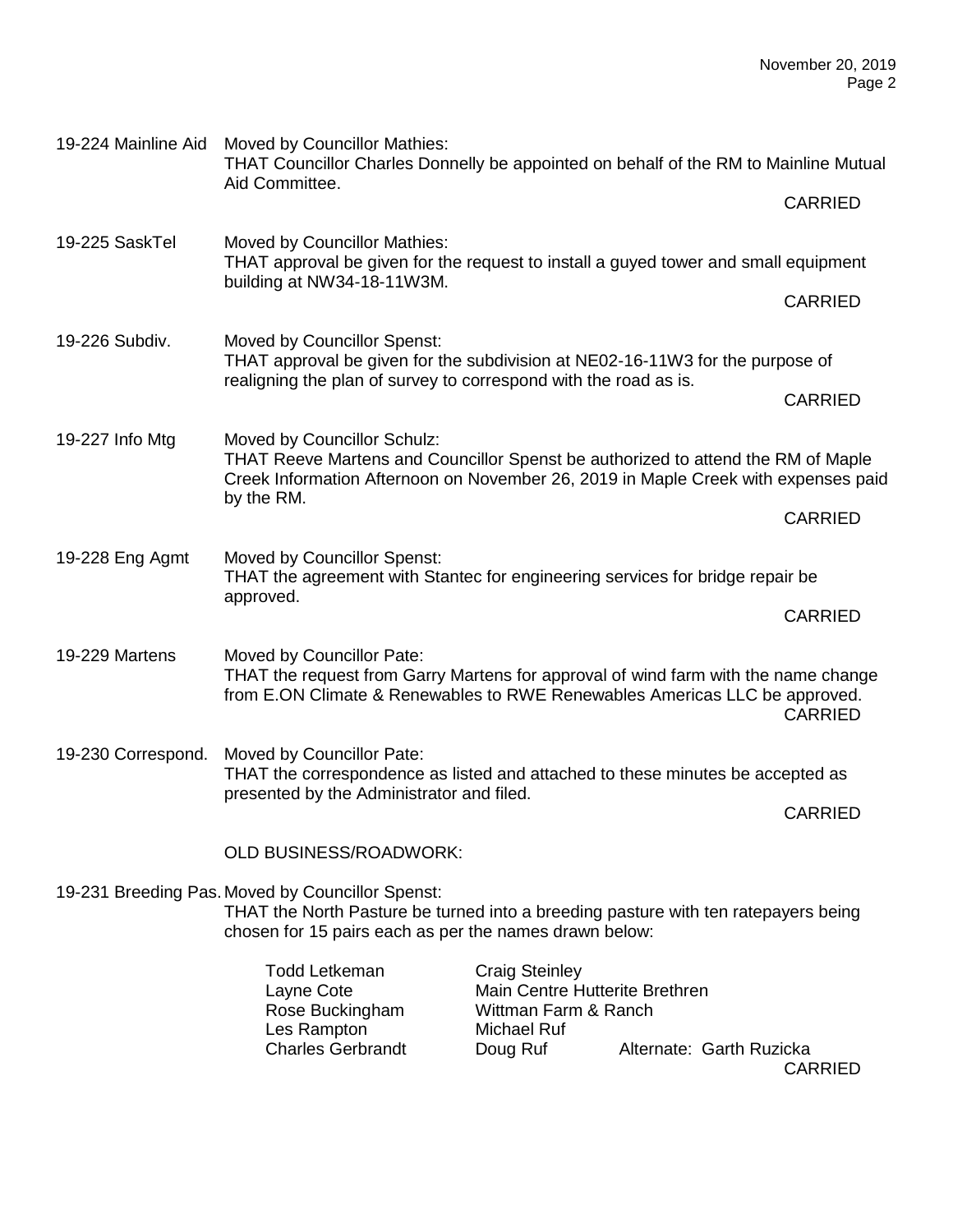19-224 Mainline Aid Moved by Councillor Mathies:
THAT Councillor Charles Donnelly be appointed on behalf of the RM to Mainline Mutual Aid Committee.

CARRIED

19-225 SaskTel Moved by Councillor Mathies:
THAT approval be given for the request to install a guyed tower and small equipment building at NW34-18-11W3M.

CARRIED

19-226 Subdiv. Moved by Councillor Spenst:
THAT approval be given for the subdivision at NE02-16-11W3 for the purpose of realigning the plan of survey to correspond with the road as is.

CARRIED

19-227 Info Mtg Moved by Councillor Schulz:
THAT Reeve Martens and Councillor Spenst be authorized to attend the RM of Maple Creek Information Afternoon on November 26, 2019 in Maple Creek with expenses paid by the RM.

CARRIED

19-228 Eng Agmt Moved by Councillor Spenst:
THAT the agreement with Stantec for engineering services for bridge repair be approved.

CARRIED

19-229 Martens Moved by Councillor Pate:
THAT the request from Garry Martens for approval of wind farm with the name change from E.ON Climate & Renewables to RWE Renewables Americas LLC be approved.

CARRIED

19-230 Correspond. Moved by Councillor Pate:
THAT the correspondence as listed and attached to these minutes be accepted as presented by the Administrator and filed.

CARRIED

OLD BUSINESS/ROADWORK:

19-231 Breeding Pas. Moved by Councillor Spenst:
THAT the North Pasture be turned into a breeding pasture with ten ratepayers being chosen for 15 pairs each as per the names drawn below:

| | | |
|---|---|---|
| Todd Letkeman | Craig Steinley | |
| Layne Cote | Main Centre Hutterite Brethren | |
| Rose Buckingham | Wittman Farm & Ranch | |
| Les Rampton | Michael Ruf | |
| Charles Gerbrandt | Doug Ruf | Alternate: Garth Ruzicka |

CARRIED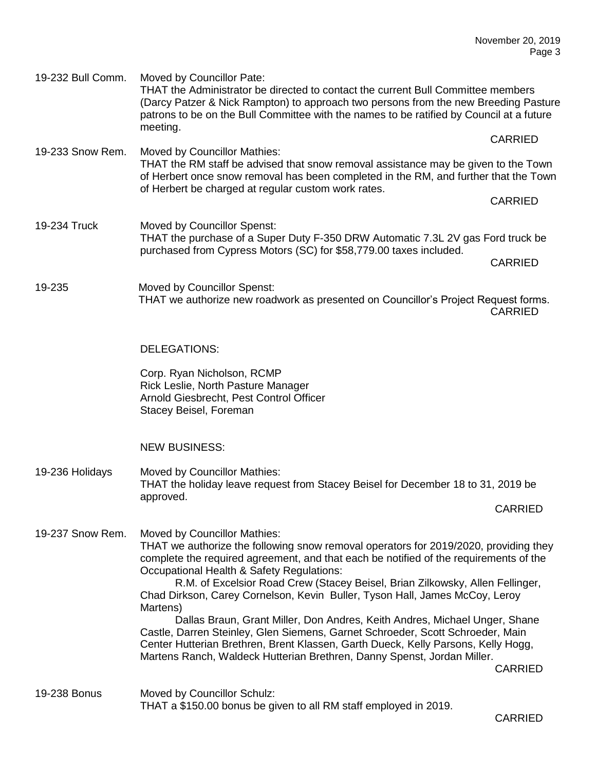19-232 Bull Comm. Moved by Councillor Pate:
THAT the Administrator be directed to contact the current Bull Committee members (Darcy Patzer & Nick Rampton) to approach two persons from the new Breeding Pasture patrons to be on the Bull Committee with the names to be ratified by Council at a future meeting.

CARRIED

19-233 Snow Rem. Moved by Councillor Mathies:
THAT the RM staff be advised that snow removal assistance may be given to the Town of Herbert once snow removal has been completed in the RM, and further that the Town of Herbert be charged at regular custom work rates.

CARRIED

19-234 Truck Moved by Councillor Spenst:
THAT the purchase of a Super Duty F-350 DRW Automatic 7.3L 2V gas Ford truck be purchased from Cypress Motors (SC) for $58,779.00 taxes included.

CARRIED

19-235 Moved by Councillor Spenst:
THAT we authorize new roadwork as presented on Councillor's Project Request forms.

CARRIED

DELEGATIONS:

Corp. Ryan Nicholson, RCMP
Rick Leslie, North Pasture Manager
Arnold Giesbrecht, Pest Control Officer
Stacey Beisel, Foreman

NEW BUSINESS:

19-236 Holidays Moved by Councillor Mathies:
THAT the holiday leave request from Stacey Beisel for December 18 to 31, 2019 be approved.

CARRIED

19-237 Snow Rem. Moved by Councillor Mathies:
THAT we authorize the following snow removal operators for 2019/2020, providing they complete the required agreement, and that each be notified of the requirements of the Occupational Health & Safety Regulations:

R.M. of Excelsior Road Crew (Stacey Beisel, Brian Zilkowsky, Allen Fellinger, Chad Dirkson, Carey Cornelson, Kevin Buller, Tyson Hall, James McCoy, Leroy Martens)

Dallas Braun, Grant Miller, Don Andres, Keith Andres, Michael Unger, Shane Castle, Darren Steinley, Glen Siemens, Garnet Schroeder, Scott Schroeder, Main Center Hutterian Brethren, Brent Klassen, Garth Dueck, Kelly Parsons, Kelly Hogg, Martens Ranch, Waldeck Hutterian Brethren, Danny Spenst, Jordan Miller.

CARRIED

19-238 Bonus Moved by Councillor Schulz:
THAT a $150.00 bonus be given to all RM staff employed in 2019.

CARRIED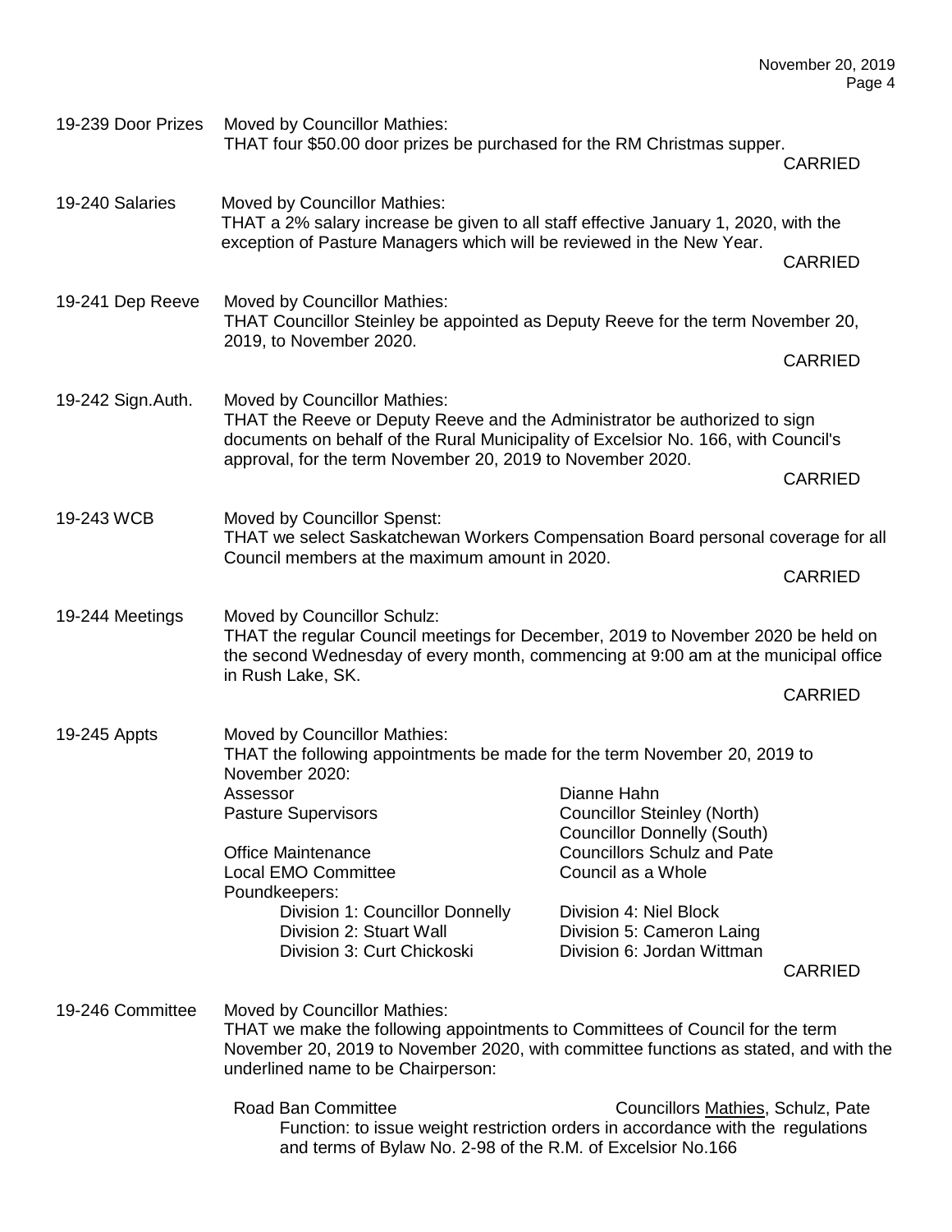**19-239 Door Prizes** Moved by Councillor Mathies:
THAT four $50.00 door prizes be purchased for the RM Christmas supper.
CARRIED

**19-240 Salaries** Moved by Councillor Mathies:
THAT a 2% salary increase be given to all staff effective January 1, 2020, with the exception of Pasture Managers which will be reviewed in the New Year.
CARRIED

**19-241 Dep Reeve** Moved by Councillor Mathies:
THAT Councillor Steinley be appointed as Deputy Reeve for the term November 20, 2019, to November 2020.
CARRIED

**19-242 Sign.Auth.** Moved by Councillor Mathies:
THAT the Reeve or Deputy Reeve and the Administrator be authorized to sign documents on behalf of the Rural Municipality of Excelsior No. 166, with Council's approval, for the term November 20, 2019 to November 2020.
CARRIED

**19-243 WCB** Moved by Councillor Spenst:
THAT we select Saskatchewan Workers Compensation Board personal coverage for all Council members at the maximum amount in 2020.
CARRIED

**19-244 Meetings** Moved by Councillor Schulz:
THAT the regular Council meetings for December, 2019 to November 2020 be held on the second Wednesday of every month, commencing at 9:00 am at the municipal office in Rush Lake, SK.
CARRIED

**19-245 Appts** Moved by Councillor Mathies:
THAT the following appointments be made for the term November 20, 2019 to November 2020:

| | |
|---|---|
| Assessor | Dianne Hahn |
| Pasture Supervisors | Councillor Steinley (North)<br>Councillor Donnelly (South) |
| Office Maintenance | Councillors Schulz and Pate |
| Local EMO Committee | Council as a Whole |

Poundkeepers:

| | |
|---|---|
| Division 1: Councillor Donnelly | Division 4: Niel Block |
| Division 2: Stuart Wall | Division 5: Cameron Laing |
| Division 3: Curt Chickoski | Division 6: Jordan Wittman |

CARRIED

**19-246 Committee** Moved by Councillor Mathies:
THAT we make the following appointments to Committees of Council for the term November 20, 2019 to November 2020, with committee functions as stated, and with the underlined name to be Chairperson:

Road Ban Committee — Councillors <u>Mathies</u>, Schulz, Pate
Function: to issue weight restriction orders in accordance with the regulations and terms of Bylaw No. 2-98 of the R.M. of Excelsior No.166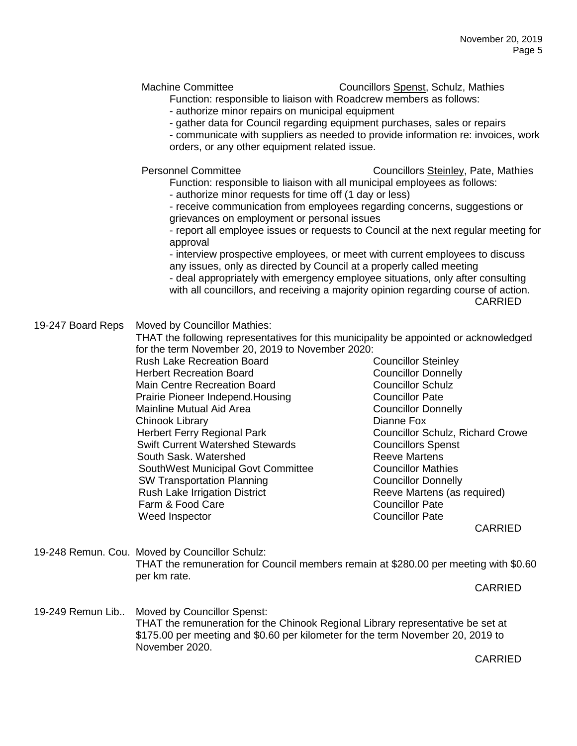Machine Committee — Councillors <u>Spenst</u>, Schulz, Mathies

Function: responsible to liaison with Roadcrew members as follows:

- authorize minor repairs on municipal equipment
- gather data for Council regarding equipment purchases, sales or repairs
- communicate with suppliers as needed to provide information re: invoices, work orders, or any other equipment related issue.

Personnel Committee — Councillors <u>Steinley</u>, Pate, Mathies

Function: responsible to liaison with all municipal employees as follows:

- authorize minor requests for time off (1 day or less)
- receive communication from employees regarding concerns, suggestions or grievances on employment or personal issues
- report all employee issues or requests to Council at the next regular meeting for approval
- interview prospective employees, or meet with current employees to discuss any issues, only as directed by Council at a properly called meeting
- deal appropriately with emergency employee situations, only after consulting with all councillors, and receiving a majority opinion regarding course of action.

CARRIED

**19-247 Board Reps**

Moved by Councillor Mathies:

THAT the following representatives for this municipality be appointed or acknowledged for the term November 20, 2019 to November 2020:

| Board | Representative |
|---|---|
| Rush Lake Recreation Board | Councillor Steinley |
| Herbert Recreation Board | Councillor Donnelly |
| Main Centre Recreation Board | Councillor Schulz |
| Prairie Pioneer Independ.Housing | Councillor Pate |
| Mainline Mutual Aid Area | Councillor Donnelly |
| Chinook Library | Dianne Fox |
| Herbert Ferry Regional Park | Councillor Schulz, Richard Crowe |
| Swift Current Watershed Stewards | Councillors Spenst |
| South Sask. Watershed | Reeve Martens |
| SouthWest Municipal Govt Committee | Councillor Mathies |
| SW Transportation Planning | Councillor Donnelly |
| Rush Lake Irrigation District | Reeve Martens (as required) |
| Farm & Food Care | Councillor Pate |
| Weed Inspector | Councillor Pate |

CARRIED

**19-248 Remun. Cou.**

Moved by Councillor Schulz:

THAT the remuneration for Council members remain at $280.00 per meeting with $0.60 per km rate.

CARRIED

**19-249 Remun Lib..**

Moved by Councillor Spenst:

THAT the remuneration for the Chinook Regional Library representative be set at $175.00 per meeting and $0.60 per kilometer for the term November 20, 2019 to November 2020.

CARRIED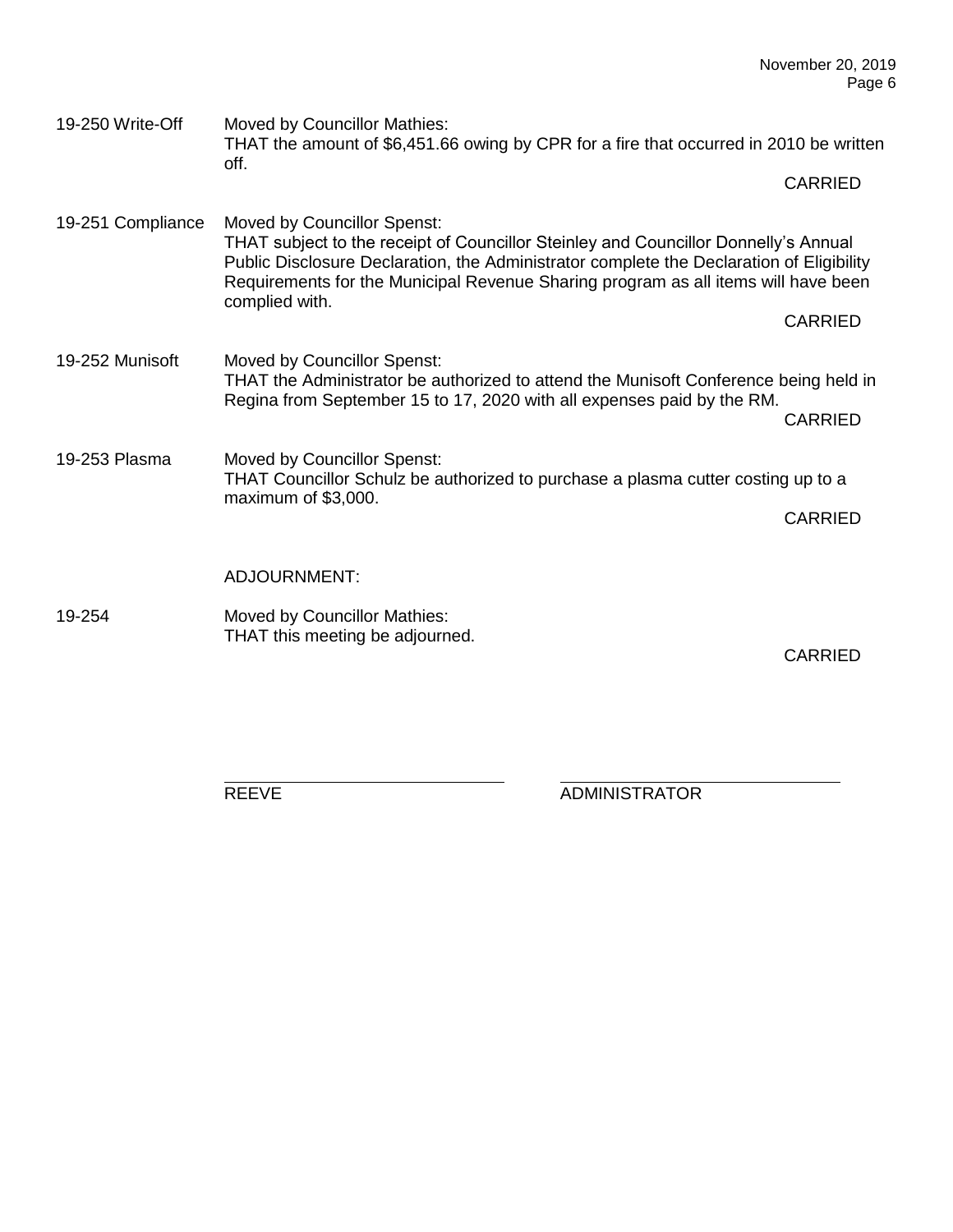**19-250 Write-Off**

Moved by Councillor Mathies:
THAT the amount of $6,451.66 owing by CPR for a fire that occurred in 2010 be written off.

CARRIED

**19-251 Compliance**

Moved by Councillor Spenst:
THAT subject to the receipt of Councillor Steinley and Councillor Donnelly's Annual Public Disclosure Declaration, the Administrator complete the Declaration of Eligibility Requirements for the Municipal Revenue Sharing program as all items will have been complied with.

CARRIED

**19-252 Munisoft**

Moved by Councillor Spenst:
THAT the Administrator be authorized to attend the Munisoft Conference being held in Regina from September 15 to 17, 2020 with all expenses paid by the RM.

CARRIED

**19-253 Plasma**

Moved by Councillor Spenst:
THAT Councillor Schulz be authorized to purchase a plasma cutter costing up to a maximum of $3,000.

CARRIED

ADJOURNMENT:

**19-254**

Moved by Councillor Mathies:
THAT this meeting be adjourned.

CARRIED

REEVE

ADMINISTRATOR